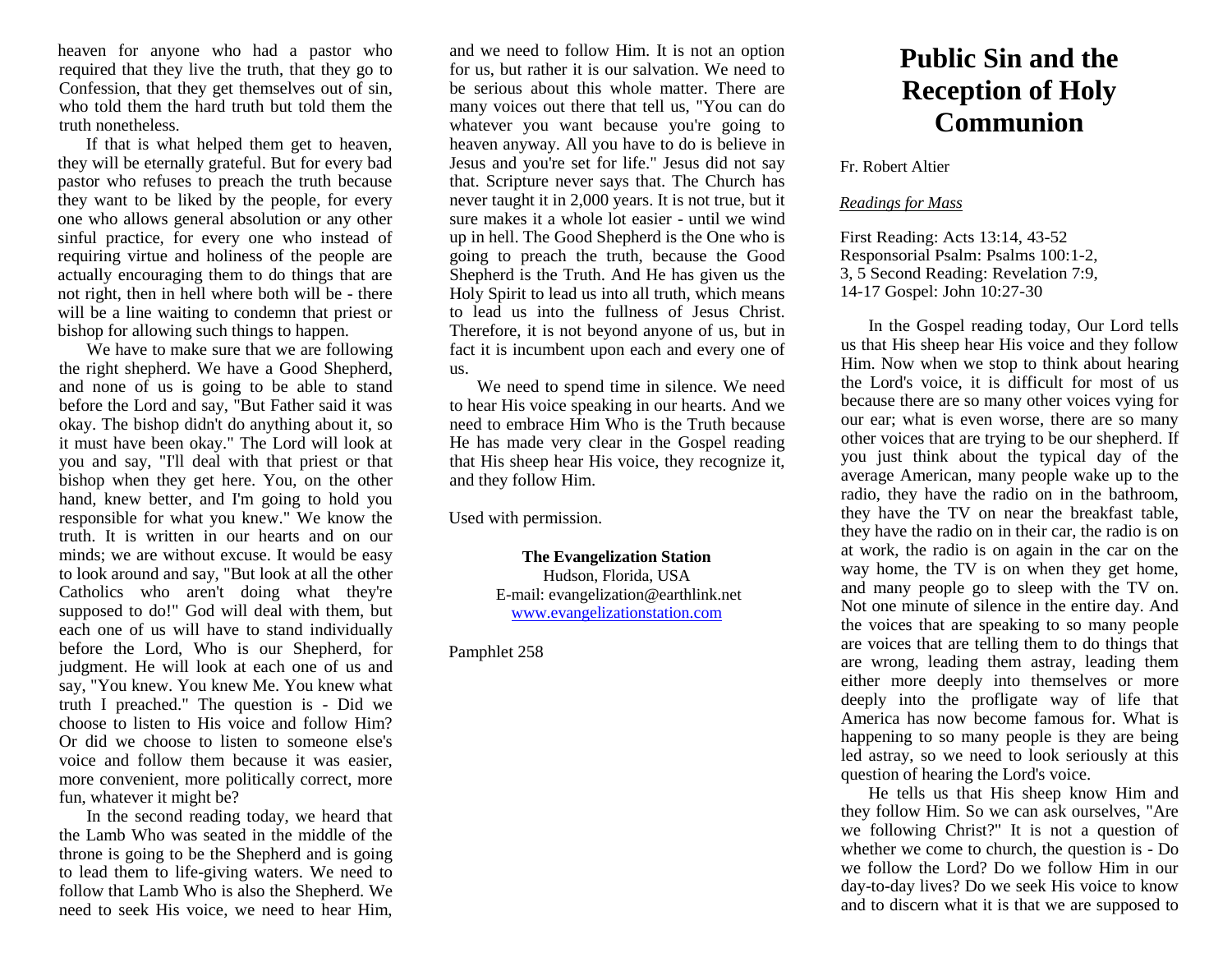# Public Sin and the Reception of Holy Communion

Fr. Robert Altier

*Readings for Mass*

First Reading: Acts 13:14, 43-52
Responsorial Psalm: Psalms 100:1-2, 3, 5 Second Reading: Revelation 7:9, 14-17 Gospel: John 10:27-30

In the Gospel reading today, Our Lord tells us that His sheep hear His voice and they follow Him. Now when we stop to think about hearing the Lord's voice, it is difficult for most of us because there are so many other voices vying for our ear; what is even worse, there are so many other voices that are trying to be our shepherd. If you just think about the typical day of the average American, many people wake up to the radio, they have the radio on in the bathroom, they have the TV on near the breakfast table, they have the radio on in their car, the radio is on at work, the radio is on again in the car on the way home, the TV is on when they get home, and many people go to sleep with the TV on. Not one minute of silence in the entire day. And the voices that are speaking to so many people are voices that are telling them to do things that are wrong, leading them astray, leading them either more deeply into themselves or more deeply into the profligate way of life that America has now become famous for. What is happening to so many people is they are being led astray, so we need to look seriously at this question of hearing the Lord's voice.

He tells us that His sheep know Him and they follow Him. So we can ask ourselves, "Are we following Christ?" It is not a question of whether we come to church, the question is - Do we follow the Lord? Do we follow Him in our day-to-day lives? Do we seek His voice to know and to discern what it is that we are supposed to

heaven for anyone who had a pastor who required that they live the truth, that they go to Confession, that they get themselves out of sin, who told them the hard truth but told them the truth nonetheless.

If that is what helped them get to heaven, they will be eternally grateful. But for every bad pastor who refuses to preach the truth because they want to be liked by the people, for every one who allows general absolution or any other sinful practice, for every one who instead of requiring virtue and holiness of the people are actually encouraging them to do things that are not right, then in hell where both will be - there will be a line waiting to condemn that priest or bishop for allowing such things to happen.

We have to make sure that we are following the right shepherd. We have a Good Shepherd, and none of us is going to be able to stand before the Lord and say, "But Father said it was okay. The bishop didn't do anything about it, so it must have been okay." The Lord will look at you and say, "I'll deal with that priest or that bishop when they get here. You, on the other hand, knew better, and I'm going to hold you responsible for what you knew." We know the truth. It is written in our hearts and on our minds; we are without excuse. It would be easy to look around and say, "But look at all the other Catholics who aren't doing what they're supposed to do!" God will deal with them, but each one of us will have to stand individually before the Lord, Who is our Shepherd, for judgment. He will look at each one of us and say, "You knew. You knew Me. You knew what truth I preached." The question is - Did we choose to listen to His voice and follow Him? Or did we choose to listen to someone else's voice and follow them because it was easier, more convenient, more politically correct, more fun, whatever it might be?

In the second reading today, we heard that the Lamb Who was seated in the middle of the throne is going to be the Shepherd and is going to lead them to life-giving waters. We need to follow that Lamb Who is also the Shepherd. We need to seek His voice, we need to hear Him, and we need to follow Him. It is not an option for us, but rather it is our salvation. We need to be serious about this whole matter. There are many voices out there that tell us, "You can do whatever you want because you're going to heaven anyway. All you have to do is believe in Jesus and you're set for life." Jesus did not say that. Scripture never says that. The Church has never taught it in 2,000 years. It is not true, but it sure makes it a whole lot easier - until we wind up in hell. The Good Shepherd is the One who is going to preach the truth, because the Good Shepherd is the Truth. And He has given us the Holy Spirit to lead us into all truth, which means to lead us into the fullness of Jesus Christ. Therefore, it is not beyond anyone of us, but in fact it is incumbent upon each and every one of us.

We need to spend time in silence. We need to hear His voice speaking in our hearts. And we need to embrace Him Who is the Truth because He has made very clear in the Gospel reading that His sheep hear His voice, they recognize it, and they follow Him.

Used with permission.

**The Evangelization Station**
Hudson, Florida, USA
E-mail: evangelization@earthlink.net
www.evangelizationstation.com

Pamphlet 258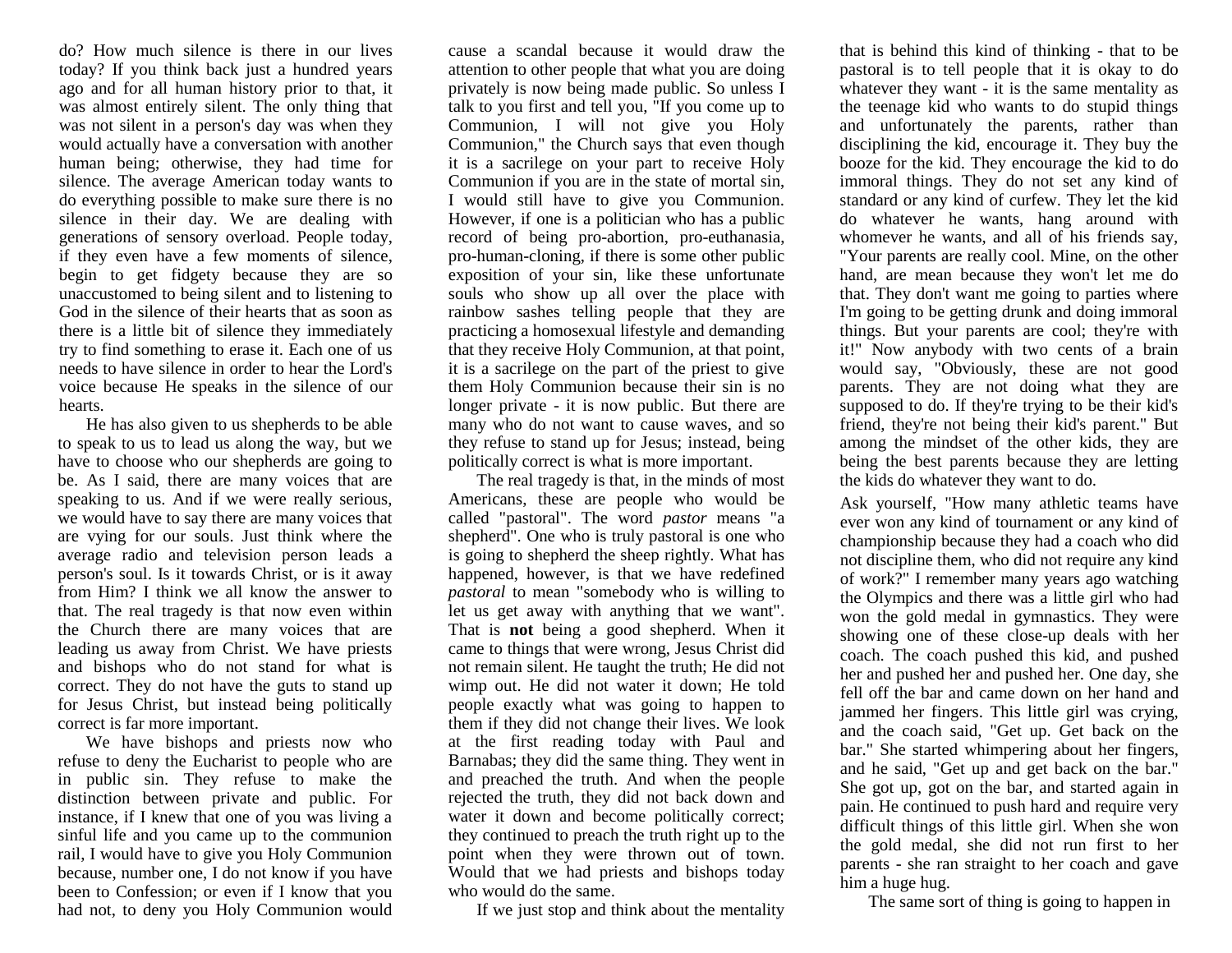do? How much silence is there in our lives today? If you think back just a hundred years ago and for all human history prior to that, it was almost entirely silent. The only thing that was not silent in a person's day was when they would actually have a conversation with another human being; otherwise, they had time for silence. The average American today wants to do everything possible to make sure there is no silence in their day. We are dealing with generations of sensory overload. People today, if they even have a few moments of silence, begin to get fidgety because they are so unaccustomed to being silent and to listening to God in the silence of their hearts that as soon as there is a little bit of silence they immediately try to find something to erase it. Each one of us needs to have silence in order to hear the Lord's voice because He speaks in the silence of our hearts.

He has also given to us shepherds to be able to speak to us to lead us along the way, but we have to choose who our shepherds are going to be. As I said, there are many voices that are speaking to us. And if we were really serious, we would have to say there are many voices that are vying for our souls. Just think where the average radio and television person leads a person's soul. Is it towards Christ, or is it away from Him? I think we all know the answer to that. The real tragedy is that now even within the Church there are many voices that are leading us away from Christ. We have priests and bishops who do not stand for what is correct. They do not have the guts to stand up for Jesus Christ, but instead being politically correct is far more important.

We have bishops and priests now who refuse to deny the Eucharist to people who are in public sin. They refuse to make the distinction between private and public. For instance, if I knew that one of you was living a sinful life and you came up to the communion rail, I would have to give you Holy Communion because, number one, I do not know if you have been to Confession; or even if I know that you had not, to deny you Holy Communion would cause a scandal because it would draw the attention to other people that what you are doing privately is now being made public. So unless I talk to you first and tell you, "If you come up to Communion, I will not give you Holy Communion," the Church says that even though it is a sacrilege on your part to receive Holy Communion if you are in the state of mortal sin, I would still have to give you Communion. However, if one is a politician who has a public record of being pro-abortion, pro-euthanasia, pro-human-cloning, if there is some other public exposition of your sin, like these unfortunate souls who show up all over the place with rainbow sashes telling people that they are practicing a homosexual lifestyle and demanding that they receive Holy Communion, at that point, it is a sacrilege on the part of the priest to give them Holy Communion because their sin is no longer private - it is now public. But there are many who do not want to cause waves, and so they refuse to stand up for Jesus; instead, being politically correct is what is more important.

The real tragedy is that, in the minds of most Americans, these are people who would be called "pastoral". The word *pastor* means "a shepherd". One who is truly pastoral is one who is going to shepherd the sheep rightly. What has happened, however, is that we have redefined *pastoral* to mean "somebody who is willing to let us get away with anything that we want". That is **not** being a good shepherd. When it came to things that were wrong, Jesus Christ did not remain silent. He taught the truth; He did not wimp out. He did not water it down; He told people exactly what was going to happen to them if they did not change their lives. We look at the first reading today with Paul and Barnabas; they did the same thing. They went in and preached the truth. And when the people rejected the truth, they did not back down and water it down and become politically correct; they continued to preach the truth right up to the point when they were thrown out of town. Would that we had priests and bishops today who would do the same.

If we just stop and think about the mentality that is behind this kind of thinking - that to be pastoral is to tell people that it is okay to do whatever they want - it is the same mentality as the teenage kid who wants to do stupid things and unfortunately the parents, rather than disciplining the kid, encourage it. They buy the booze for the kid. They encourage the kid to do immoral things. They do not set any kind of standard or any kind of curfew. They let the kid do whatever he wants, hang around with whomever he wants, and all of his friends say, "Your parents are really cool. Mine, on the other hand, are mean because they won't let me do that. They don't want me going to parties where I'm going to be getting drunk and doing immoral things. But your parents are cool; they're with it!" Now anybody with two cents of a brain would say, "Obviously, these are not good parents. They are not doing what they are supposed to do. If they're trying to be their kid's friend, they're not being their kid's parent." But among the mindset of the other kids, they are being the best parents because they are letting the kids do whatever they want to do.

Ask yourself, "How many athletic teams have ever won any kind of tournament or any kind of championship because they had a coach who did not discipline them, who did not require any kind of work?" I remember many years ago watching the Olympics and there was a little girl who had won the gold medal in gymnastics. They were showing one of these close-up deals with her coach. The coach pushed this kid, and pushed her and pushed her and pushed her. One day, she fell off the bar and came down on her hand and jammed her fingers. This little girl was crying, and the coach said, "Get up. Get back on the bar." She started whimpering about her fingers, and he said, "Get up and get back on the bar." She got up, got on the bar, and started again in pain. He continued to push hard and require very difficult things of this little girl. When she won the gold medal, she did not run first to her parents - she ran straight to her coach and gave him a huge hug.

The same sort of thing is going to happen in